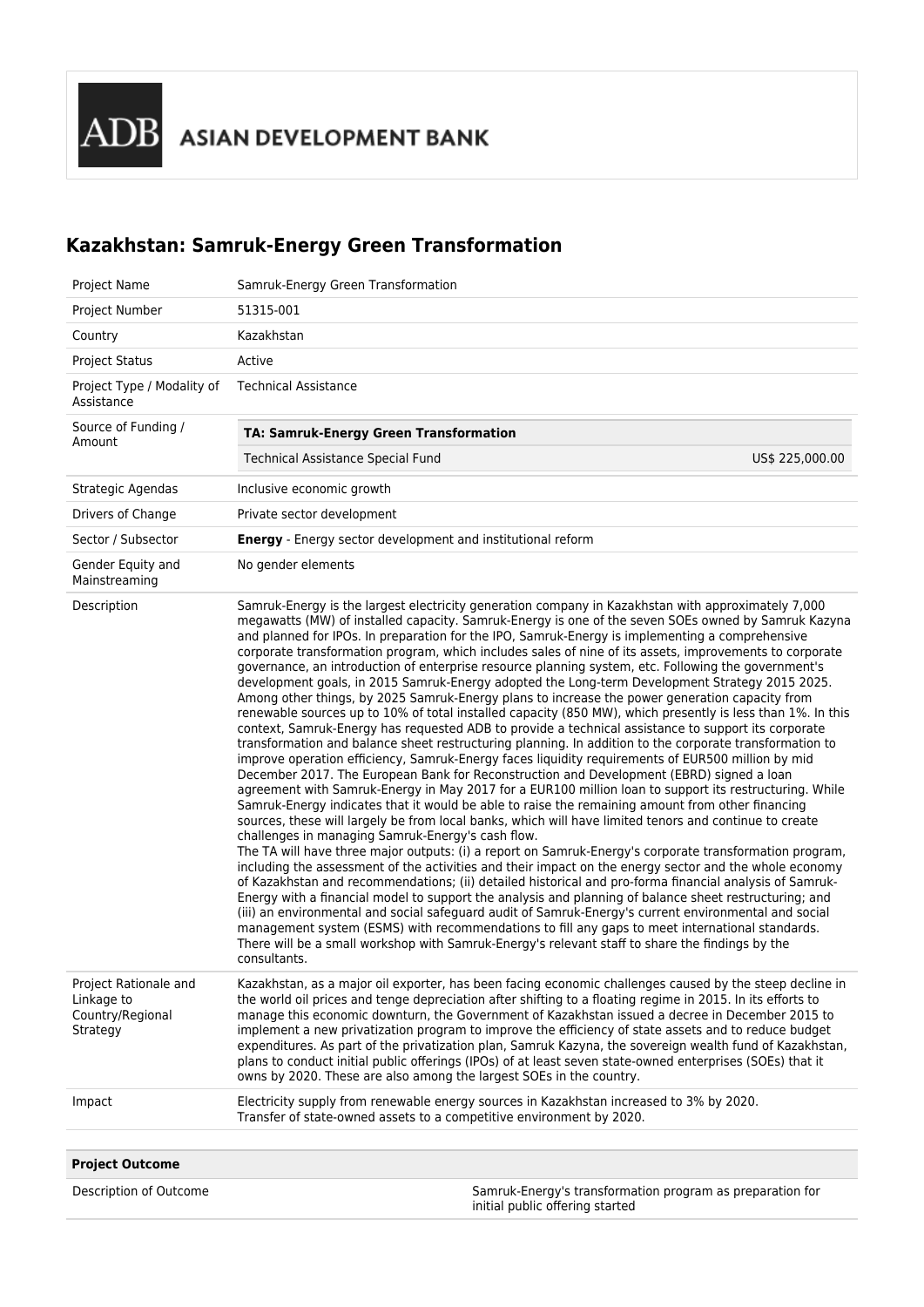ADB ASIAN DEVELOPMENT BANK

# Kazakhstan: Samruk-Energy Green Transformation

| | |
|---|---|
| Project Name | Samruk-Energy Green Transformation |
| Project Number | 51315-001 |
| Country | Kazakhstan |
| Project Status | Active |
| Project Type / Modality of Assistance | Technical Assistance |
| Source of Funding / Amount | **TA: Samruk-Energy Green Transformation**<br>Technical Assistance Special Fund US$ 225,000.00 |
| Strategic Agendas | Inclusive economic growth |
| Drivers of Change | Private sector development |
| Sector / Subsector | **Energy** - Energy sector development and institutional reform |
| Gender Equity and Mainstreaming | No gender elements |
| Description | Samruk-Energy is the largest electricity generation company in Kazakhstan with approximately 7,000 megawatts (MW) of installed capacity. Samruk-Energy is one of the seven SOEs owned by Samruk Kazyna and planned for IPOs. In preparation for the IPO, Samruk-Energy is implementing a comprehensive corporate transformation program, which includes sales of nine of its assets, improvements to corporate governance, an introduction of enterprise resource planning system, etc. Following the government's development goals, in 2015 Samruk-Energy adopted the Long-term Development Strategy 2015 2025. Among other things, by 2025 Samruk-Energy plans to increase the power generation capacity from renewable sources up to 10% of total installed capacity (850 MW), which presently is less than 1%. In this context, Samruk-Energy has requested ADB to provide a technical assistance to support its corporate transformation and balance sheet restructuring planning. In addition to the corporate transformation to improve operation efficiency, Samruk-Energy faces liquidity requirements of EUR500 million by mid December 2017. The European Bank for Reconstruction and Development (EBRD) signed a loan agreement with Samruk-Energy in May 2017 for a EUR100 million loan to support its restructuring. While Samruk-Energy indicates that it would be able to raise the remaining amount from other financing sources, these will largely be from local banks, which will have limited tenors and continue to create challenges in managing Samruk-Energy's cash flow.<br>The TA will have three major outputs: (i) a report on Samruk-Energy's corporate transformation program, including the assessment of the activities and their impact on the energy sector and the whole economy of Kazakhstan and recommendations; (ii) detailed historical and pro-forma financial analysis of Samruk-Energy with a financial model to support the analysis and planning of balance sheet restructuring; and (iii) an environmental and social safeguard audit of Samruk-Energy's current environmental and social management system (ESMS) with recommendations to fill any gaps to meet international standards. There will be a small workshop with Samruk-Energy's relevant staff to share the findings by the consultants. |
| Project Rationale and Linkage to Country/Regional Strategy | Kazakhstan, as a major oil exporter, has been facing economic challenges caused by the steep decline in the world oil prices and tenge depreciation after shifting to a floating regime in 2015. In its efforts to manage this economic downturn, the Government of Kazakhstan issued a decree in December 2015 to implement a new privatization program to improve the efficiency of state assets and to reduce budget expenditures. As part of the privatization plan, Samruk Kazyna, the sovereign wealth fund of Kazakhstan, plans to conduct initial public offerings (IPOs) of at least seven state-owned enterprises (SOEs) that it owns by 2020. These are also among the largest SOEs in the country. |
| Impact | Electricity supply from renewable energy sources in Kazakhstan increased to 3% by 2020.<br>Transfer of state-owned assets to a competitive environment by 2020. |

| **Project Outcome** | |
|---|---|
| Description of Outcome | Samruk-Energy's transformation program as preparation for initial public offering started |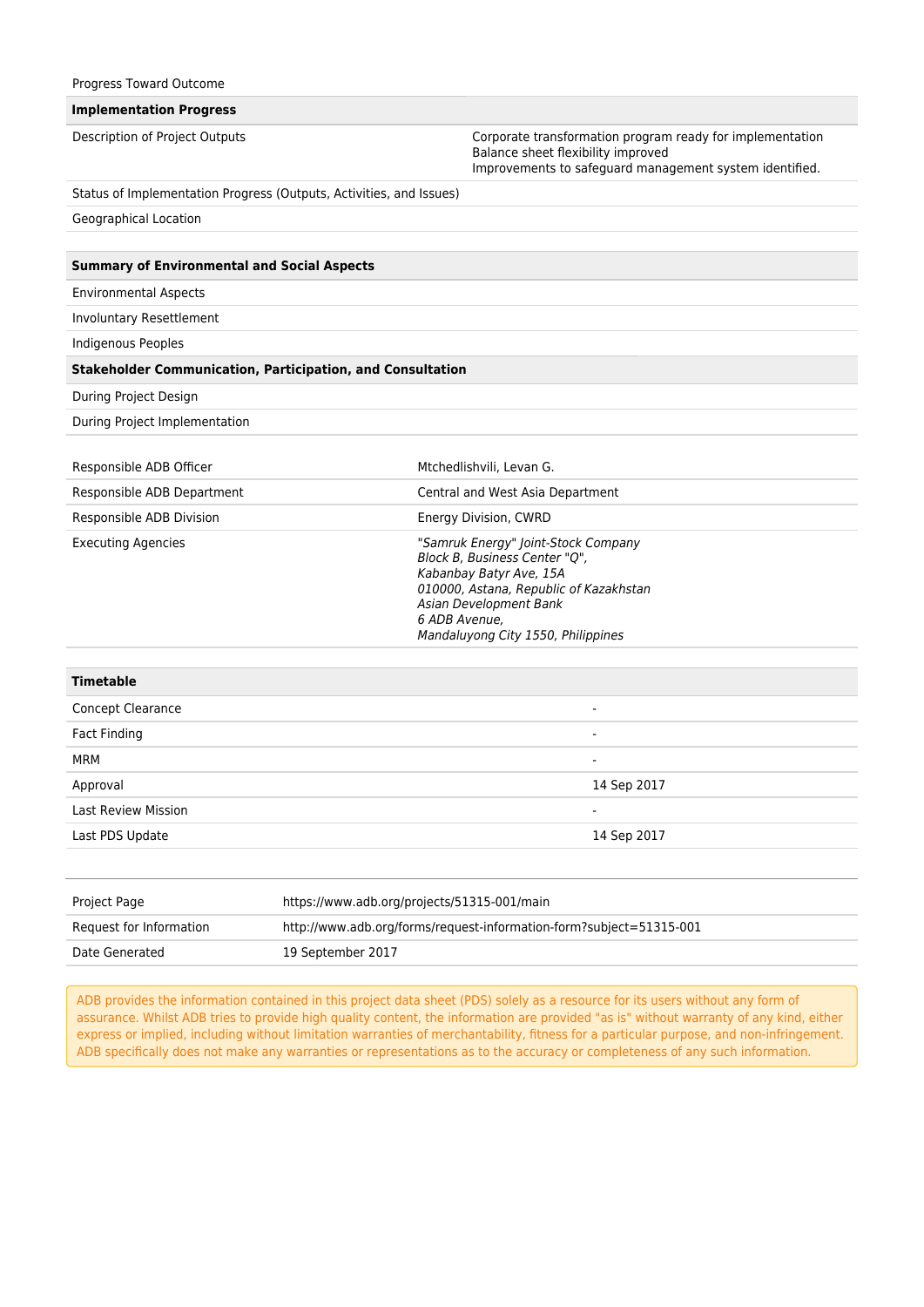| | |
|---|---|
| Progress Toward Outcome | |
| **Implementation Progress** | |
| Description of Project Outputs | Corporate transformation program ready for implementation<br>Balance sheet flexibility improved<br>Improvements to safeguard management system identified. |
| Status of Implementation Progress (Outputs, Activities, and Issues) | |
| Geographical Location | |

| | |
|---|---|
| **Summary of Environmental and Social Aspects** | |
| Environmental Aspects | |
| Involuntary Resettlement | |
| Indigenous Peoples | |
| **Stakeholder Communication, Participation, and Consultation** | |
| During Project Design | |
| During Project Implementation | |

| | |
|---|---|
| Responsible ADB Officer | Mtchedlishvili, Levan G. |
| Responsible ADB Department | Central and West Asia Department |
| Responsible ADB Division | Energy Division, CWRD |
| Executing Agencies | *"Samruk Energy" Joint-Stock Company<br>Block B, Business Center "Q",<br>Kabanbay Batyr Ave, 15A<br>010000, Astana, Republic of Kazakhstan<br>Asian Development Bank<br>6 ADB Avenue,<br>Mandaluyong City 1550, Philippines* |

| **Timetable** | |
|---|---|
| Concept Clearance | - |
| Fact Finding | - |
| MRM | - |
| Approval | 14 Sep 2017 |
| Last Review Mission | - |
| Last PDS Update | 14 Sep 2017 |

| | |
|---|---|
| Project Page | https://www.adb.org/projects/51315-001/main |
| Request for Information | http://www.adb.org/forms/request-information-form?subject=51315-001 |
| Date Generated | 19 September 2017 |

ADB provides the information contained in this project data sheet (PDS) solely as a resource for its users without any form of assurance. Whilst ADB tries to provide high quality content, the information are provided "as is" without warranty of any kind, either express or implied, including without limitation warranties of merchantability, fitness for a particular purpose, and non-infringement. ADB specifically does not make any warranties or representations as to the accuracy or completeness of any such information.